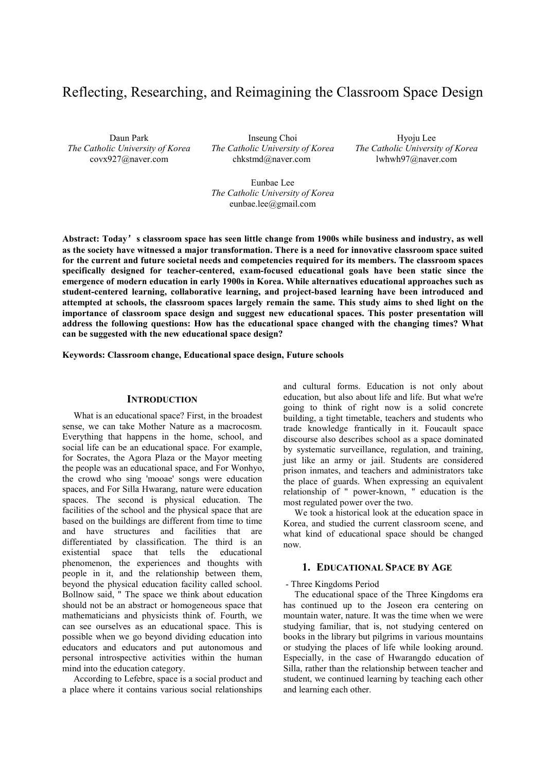# Reflecting, Researching, and Reimagining the Classroom Space Design

Daun Park
*The Catholic University of Korea*
covx927@naver.com

Inseung Choi
*The Catholic University of Korea*
chkstmd@naver.com

Hyoju Lee
*The Catholic University of Korea*
lwhwh97@naver.com

Eunbae Lee
*The Catholic University of Korea*
eunbae.lee@gmail.com

**Abstract: Today's classroom space has seen little change from 1900s while business and industry, as well as the society have witnessed a major transformation. There is a need for innovative classroom space suited for the current and future societal needs and competencies required for its members. The classroom spaces specifically designed for teacher-centered, exam-focused educational goals have been static since the emergence of modern education in early 1900s in Korea. While alternatives educational approaches such as student-centered learning, collaborative learning, and project-based learning have been introduced and attempted at schools, the classroom spaces largely remain the same. This study aims to shed light on the importance of classroom space design and suggest new educational spaces. This poster presentation will address the following questions: How has the educational space changed with the changing times? What can be suggested with the new educational space design?**

**Keywords: Classroom change, Educational space design, Future schools**

## INTRODUCTION

What is an educational space? First, in the broadest sense, we can take Mother Nature as a macrocosm. Everything that happens in the home, school, and social life can be an educational space. For example, for Socrates, the Agora Plaza or the Mayor meeting the people was an educational space, and For Wonhyo, the crowd who sing 'mooae' songs were education spaces, and For Silla Hwarang, nature were education spaces. The second is physical education. The facilities of the school and the physical space that are based on the buildings are different from time to time and have structures and facilities that are differentiated by classification. The third is an existential space that tells the educational phenomenon, the experiences and thoughts with people in it, and the relationship between them, beyond the physical education facility called school. Bollnow said, " The space we think about education should not be an abstract or homogeneous space that mathematicians and physicists think of. Fourth, we can see ourselves as an educational space. This is possible when we go beyond dividing education into educators and educators and put autonomous and personal introspective activities within the human mind into the education category.

According to Lefebre, space is a social product and a place where it contains various social relationships and cultural forms. Education is not only about education, but also about life and life. But what we're going to think of right now is a solid concrete building, a tight timetable, teachers and students who trade knowledge frantically in it. Foucault space discourse also describes school as a space dominated by systematic surveillance, regulation, and training, just like an army or jail. Students are considered prison inmates, and teachers and administrators take the place of guards. When expressing an equivalent relationship of " power-known, " education is the most regulated power over the two.

We took a historical look at the education space in Korea, and studied the current classroom scene, and what kind of educational space should be changed now.

## 1. EDUCATIONAL SPACE BY AGE

- Three Kingdoms Period

The educational space of the Three Kingdoms era has continued up to the Joseon era centering on mountain water, nature. It was the time when we were studying familiar, that is, not studying centered on books in the library but pilgrims in various mountains or studying the places of life while looking around. Especially, in the case of Hwarangdo education of Silla, rather than the relationship between teacher and student, we continued learning by teaching each other and learning each other.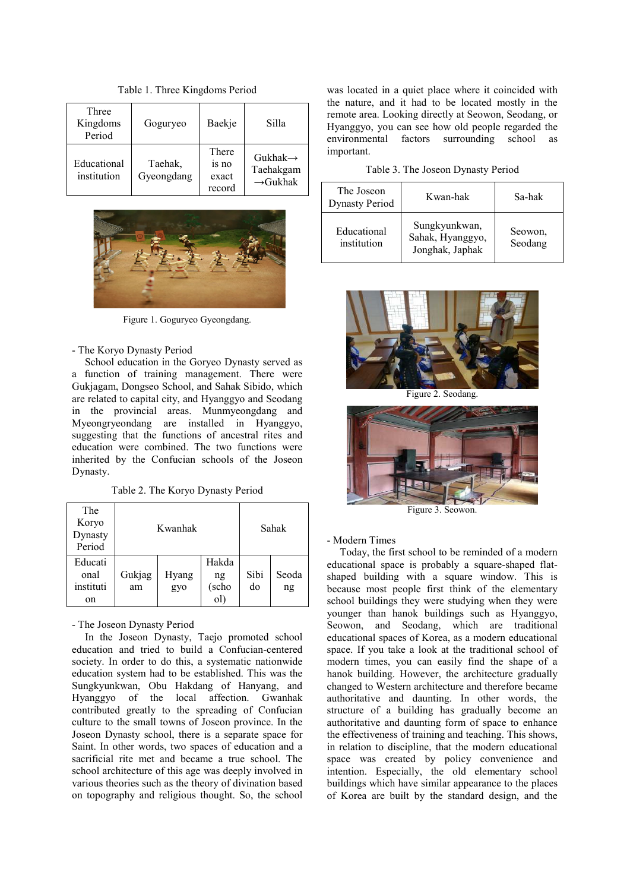Table 1. Three Kingdoms Period

| Three Kingdoms Period | Goguryeo | Baekje | Silla |
|---|---|---|---|
| Educational institution | Taehak, Gyeongdang | There is no exact record | Gukhak→ Taehakgam →Gukhak |

Figure 1. Goguryeo Gyeongdang.

- The Koryo Dynasty Period

School education in the Goryeo Dynasty served as a function of training management. There were Gukjagam, Dongseo School, and Sahak Sibido, which are related to capital city, and Hyanggyo and Seodang in the provincial areas. Munmyeongdang and Myeongryeondang are installed in Hyanggyo, suggesting that the functions of ancestral rites and education were combined. The two functions were inherited by the Confucian schools of the Joseon Dynasty.

Table 2. The Koryo Dynasty Period

| The Koryo Dynasty Period | Kwanhak | | | Sahak | |
|---|---|---|---|---|---|
| Educational institution | Gukjagam | Hyanggyo | Hakdang (school) | Sibido | Seodang |

- The Joseon Dynasty Period

In the Joseon Dynasty, Taejo promoted school education and tried to build a Confucian-centered society. In order to do this, a systematic nationwide education system had to be established. This was the Sungkyunkwan, Obu Hakdang of Hanyang, and Hyanggyo of the local affection. Gwanhak contributed greatly to the spreading of Confucian culture to the small towns of Joseon province. In the Joseon Dynasty school, there is a separate space for Saint. In other words, two spaces of education and a sacrificial rite met and became a true school. The school architecture of this age was deeply involved in various theories such as the theory of divination based on topography and religious thought. So, the school was located in a quiet place where it coincided with the nature, and it had to be located mostly in the remote area. Looking directly at Seowon, Seodang, or Hyanggyo, you can see how old people regarded the environmental factors surrounding school as important.

Table 3. The Joseon Dynasty Period

| The Joseon Dynasty Period | Kwan-hak | Sa-hak |
|---|---|---|
| Educational institution | Sungkyunkwan, Sahak, Hyanggyo, Jonghak, Japhak | Seowon, Seodang |

Figure 2. Seodang.

Figure 3. Seowon.

- Modern Times

Today, the first school to be reminded of a modern educational space is probably a square-shaped flat-shaped building with a square window. This is because most people first think of the elementary school buildings they were studying when they were younger than hanok buildings such as Hyanggyo, Seowon, and Seodang, which are traditional educational spaces of Korea, as a modern educational space. If you take a look at the traditional school of modern times, you can easily find the shape of a hanok building. However, the architecture gradually changed to Western architecture and therefore became authoritative and daunting. In other words, the structure of a building has gradually become an authoritative and daunting form of space to enhance the effectiveness of training and teaching. This shows, in relation to discipline, that the modern educational space was created by policy convenience and intention. Especially, the old elementary school buildings which have similar appearance to the places of Korea are built by the standard design, and the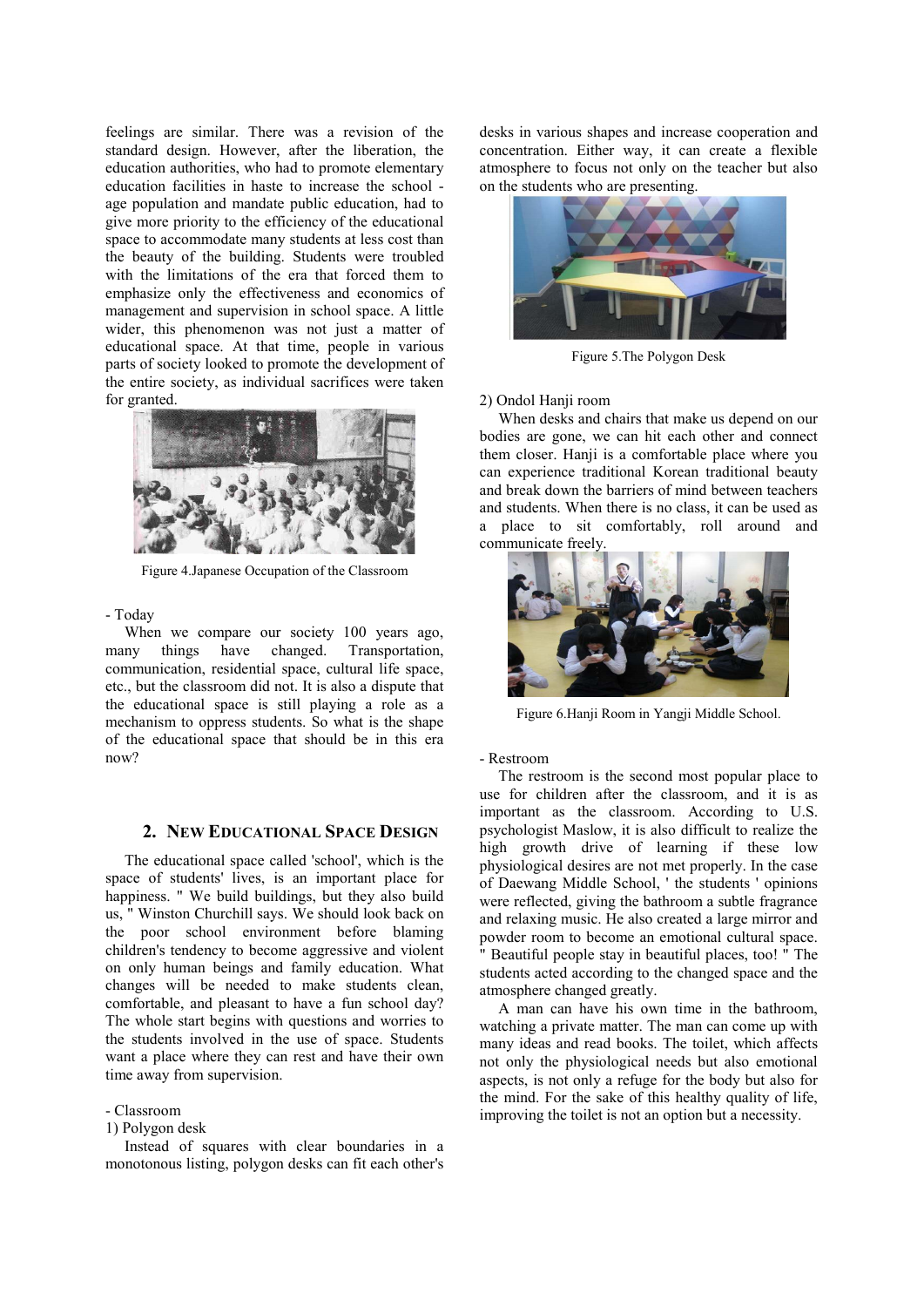feelings are similar. There was a revision of the standard design. However, after the liberation, the education authorities, who had to promote elementary education facilities in haste to increase the school - age population and mandate public education, had to give more priority to the efficiency of the educational space to accommodate many students at less cost than the beauty of the building. Students were troubled with the limitations of the era that forced them to emphasize only the effectiveness and economics of management and supervision in school space. A little wider, this phenomenon was not just a matter of educational space. At that time, people in various parts of society looked to promote the development of the entire society, as individual sacrifices were taken for granted.

Figure 4.Japanese Occupation of the Classroom

- Today

When we compare our society 100 years ago, many things have changed. Transportation, communication, residential space, cultural life space, etc., but the classroom did not. It is also a dispute that the educational space is still playing a role as a mechanism to oppress students. So what is the shape of the educational space that should be in this era now?

## 2. NEW EDUCATIONAL SPACE DESIGN

The educational space called 'school', which is the space of students' lives, is an important place for happiness. " We build buildings, but they also build us, " Winston Churchill says. We should look back on the poor school environment before blaming children's tendency to become aggressive and violent on only human beings and family education. What changes will be needed to make students clean, comfortable, and pleasant to have a fun school day? The whole start begins with questions and worries to the students involved in the use of space. Students want a place where they can rest and have their own time away from supervision.

- Classroom

1) Polygon desk

Instead of squares with clear boundaries in a monotonous listing, polygon desks can fit each other's desks in various shapes and increase cooperation and concentration. Either way, it can create a flexible atmosphere to focus not only on the teacher but also on the students who are presenting.

Figure 5.The Polygon Desk

2) Ondol Hanji room

When desks and chairs that make us depend on our bodies are gone, we can hit each other and connect them closer. Hanji is a comfortable place where you can experience traditional Korean traditional beauty and break down the barriers of mind between teachers and students. When there is no class, it can be used as a place to sit comfortably, roll around and communicate freely.

Figure 6.Hanji Room in Yangji Middle School.

- Restroom

The restroom is the second most popular place to use for children after the classroom, and it is as important as the classroom. According to U.S. psychologist Maslow, it is also difficult to realize the high growth drive of learning if these low physiological desires are not met properly. In the case of Daewang Middle School, ' the students ' opinions were reflected, giving the bathroom a subtle fragrance and relaxing music. He also created a large mirror and powder room to become an emotional cultural space. " Beautiful people stay in beautiful places, too! " The students acted according to the changed space and the atmosphere changed greatly.

A man can have his own time in the bathroom, watching a private matter. The man can come up with many ideas and read books. The toilet, which affects not only the physiological needs but also emotional aspects, is not only a refuge for the body but also for the mind. For the sake of this healthy quality of life, improving the toilet is not an option but a necessity.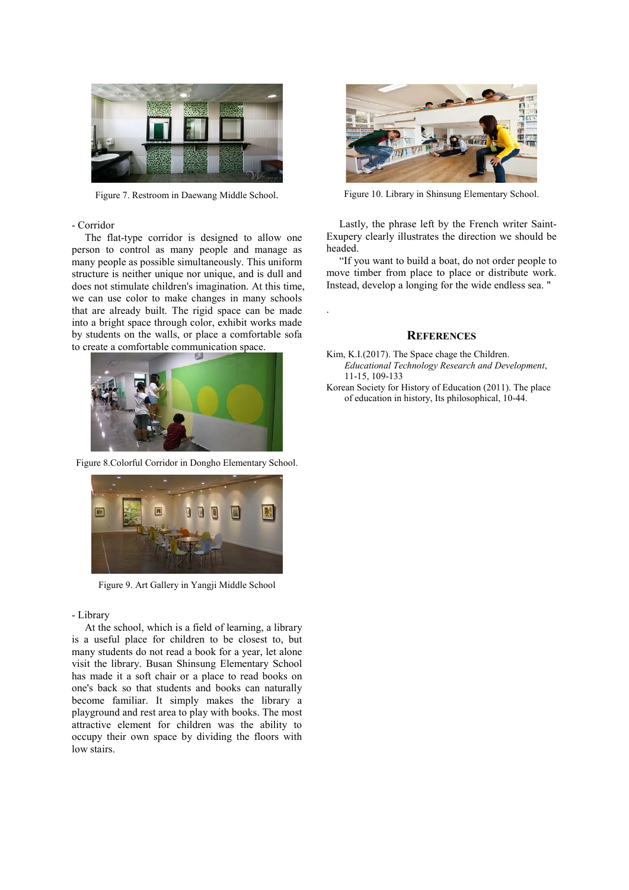Figure 7. Restroom in Daewang Middle School.

- Corridor

The flat-type corridor is designed to allow one person to control as many people and manage as many people as possible simultaneously. This uniform structure is neither unique nor unique, and is dull and does not stimulate children's imagination. At this time, we can use color to make changes in many schools that are already built. The rigid space can be made into a bright space through color, exhibit works made by students on the walls, or place a comfortable sofa to create a comfortable communication space.

Figure 8.Colorful Corridor in Dongho Elementary School.

Figure 9. Art Gallery in Yangji Middle School

- Library

At the school, which is a field of learning, a library is a useful place for children to be closest to, but many students do not read a book for a year, let alone visit the library. Busan Shinsung Elementary School has made it a soft chair or a place to read books on one's back so that students and books can naturally become familiar. It simply makes the library a playground and rest area to play with books. The most attractive element for children was the ability to occupy their own space by dividing the floors with low stairs.

Figure 10. Library in Shinsung Elementary School.

Lastly, the phrase left by the French writer Saint-Exupery clearly illustrates the direction we should be headed.

"If you want to build a boat, do not order people to move timber from place to place or distribute work. Instead, develop a longing for the wide endless sea. "

.

## REFERENCES

Kim, K.I.(2017). The Space chage the Children. *Educational Technology Research and Development*, 11-15, 109-133

Korean Society for History of Education (2011). The place of education in history, Its philosophical, 10-44.